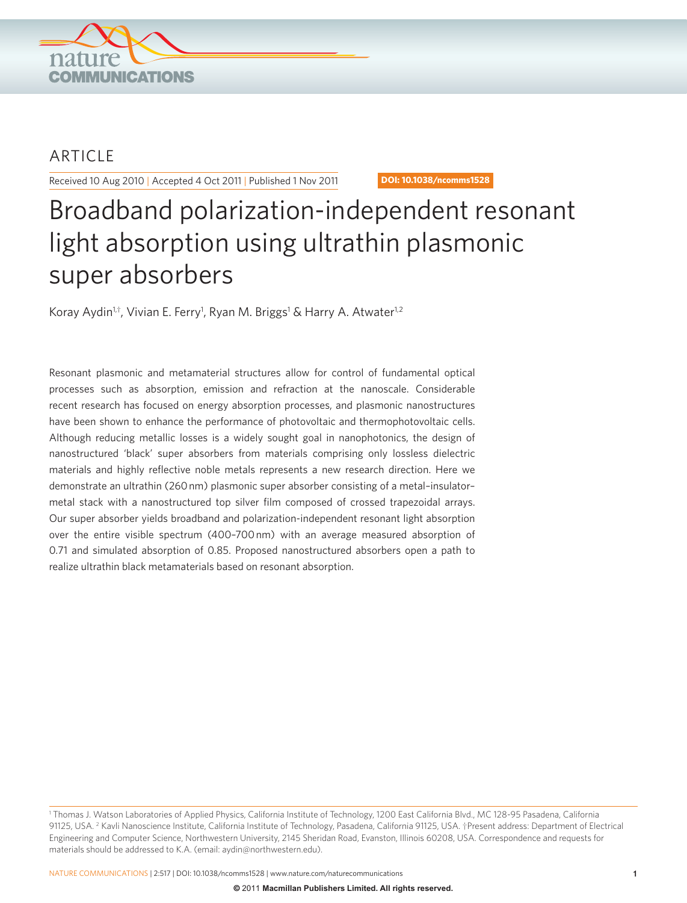ARTICLE

Received 10 Aug 2010 | Accepted 4 Oct 2011 | Published 1 Nov 2011

DOI: 10.1038/ncomms1528

# Broadband polarization-independent resonant light absorption using ultrathin plasmonic super absorbers

Koray Aydin[1,†], Vivian E. Ferry[1], Ryan M. Briggs[1] & Harry A. Atwater[1,2]

Resonant plasmonic and metamaterial structures allow for control of fundamental optical processes such as absorption, emission and refraction at the nanoscale. Considerable recent research has focused on energy absorption processes, and plasmonic nanostructures have been shown to enhance the performance of photovoltaic and thermophotovoltaic cells. Although reducing metallic losses is a widely sought goal in nanophotonics, the design of nanostructured 'black' super absorbers from materials comprising only lossless dielectric materials and highly reflective noble metals represents a new research direction. Here we demonstrate an ultrathin (260 nm) plasmonic super absorber consisting of a metal–insulator–metal stack with a nanostructured top silver film composed of crossed trapezoidal arrays. Our super absorber yields broadband and polarization-independent resonant light absorption over the entire visible spectrum (400–700 nm) with an average measured absorption of 0.71 and simulated absorption of 0.85. Proposed nanostructured absorbers open a path to realize ultrathin black metamaterials based on resonant absorption.

[1] Thomas J. Watson Laboratories of Applied Physics, California Institute of Technology, 1200 East California Blvd., MC 128-95 Pasadena, California 91125, USA. [2] Kavli Nanoscience Institute, California Institute of Technology, Pasadena, California 91125, USA. †Present address: Department of Electrical Engineering and Computer Science, Northwestern University, 2145 Sheridan Road, Evanston, Illinois 60208, USA. Correspondence and requests for materials should be addressed to K.A. (email: aydin@northwestern.edu).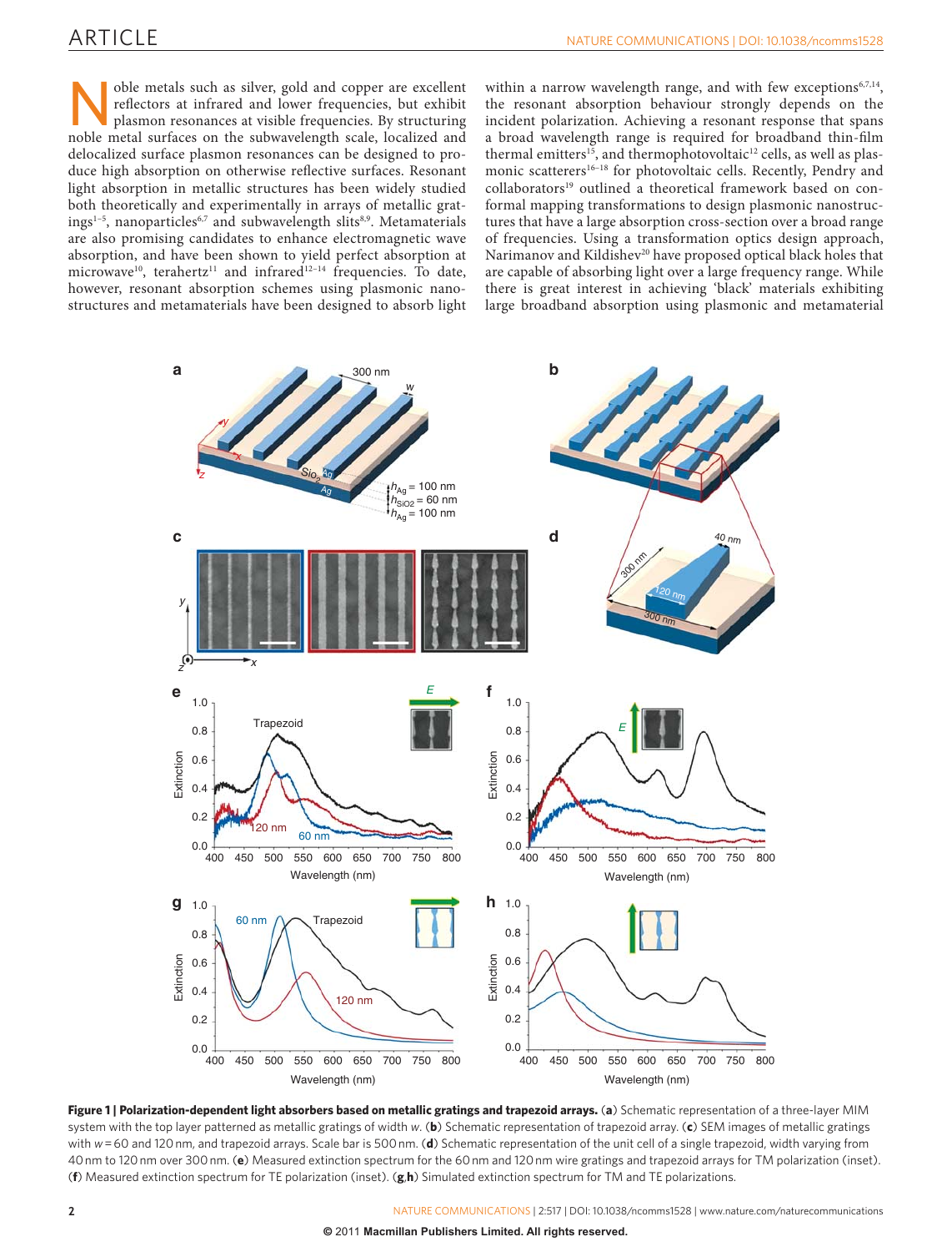Noble metals such as silver, gold and copper are excellent reflectors at infrared and lower frequencies, but exhibit plasmon resonances at visible frequencies. By structuring noble metal surfaces on the subwavelength scale, localized and delocalized surface plasmon resonances can be designed to produce high absorption on otherwise reflective surfaces. Resonant light absorption in metallic structures has been widely studied both theoretically and experimentally in arrays of metallic gratings[1–5], nanoparticles[6,7] and subwavelength slits[8,9]. Metamaterials are also promising candidates to enhance electromagnetic wave absorption, and have been shown to yield perfect absorption at microwave[10], terahertz[11] and infrared[12–14] frequencies. To date, however, resonant absorption schemes using plasmonic nanostructures and metamaterials have been designed to absorb light within a narrow wavelength range, and with few exceptions[6,7,14], the resonant absorption behaviour strongly depends on the incident polarization. Achieving a resonant response that spans a broad wavelength range is required for broadband thin-film thermal emitters[15], and thermophotovoltaic[12] cells, as well as plasmonic scatterers[16–18] for photovoltaic cells. Recently, Pendry and collaborators[19] outlined a theoretical framework based on conformal mapping transformations to design plasmonic nanostructures that have a large absorption cross-section over a broad range of frequencies. Using a transformation optics design approach, Narimanov and Kildishev[20] have proposed optical black holes that are capable of absorbing light over a large frequency range. While there is great interest in achieving 'black' materials exhibiting large broadband absorption using plasmonic and metamaterial

**Figure 1 | Polarization-dependent light absorbers based on metallic gratings and trapezoid arrays.** (**a**) Schematic representation of a three-layer MIM system with the top layer patterned as metallic gratings of width $w$. (**b**) Schematic representation of trapezoid array. (**c**) SEM images of metallic gratings with $w$ = 60 and 120 nm, and trapezoid arrays. Scale bar is 500 nm. (**d**) Schematic representation of the unit cell of a single trapezoid, width varying from 40 nm to 120 nm over 300 nm. (**e**) Measured extinction spectrum for the 60 nm and 120 nm wire gratings and trapezoid arrays for TM polarization (inset). (**f**) Measured extinction spectrum for TE polarization (inset). (**g**,**h**) Simulated extinction spectrum for TM and TE polarizations.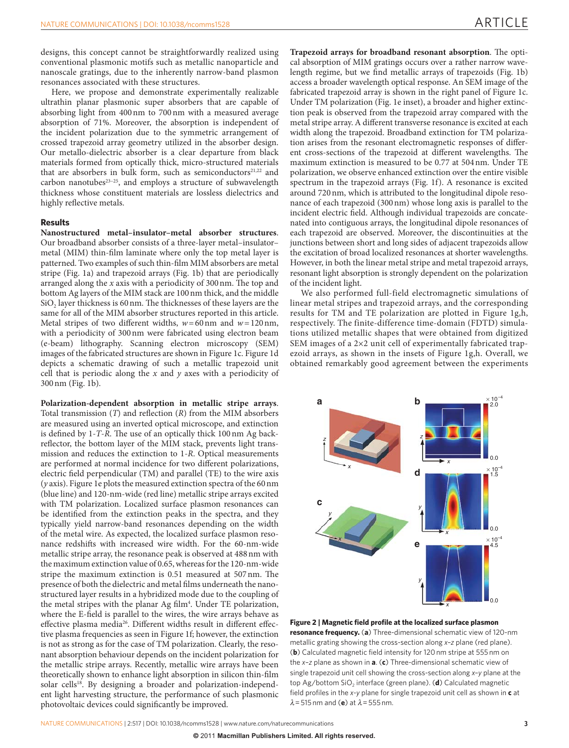designs, this concept cannot be straightforwardly realized using conventional plasmonic motifs such as metallic nanoparticle and nanoscale gratings, due to the inherently narrow-band plasmon resonances associated with these structures.

Here, we propose and demonstrate experimentally realizable ultrathin planar plasmonic super absorbers that are capable of absorbing light from 400 nm to 700 nm with a measured average absorption of 71%. Moreover, the absorption is independent of the incident polarization due to the symmetric arrangement of crossed trapezoid array geometry utilized in the absorber design. Our metallo-dielectric absorber is a clear departure from black materials formed from optically thick, micro-structured materials that are absorbers in bulk form, such as semiconductors[21,22] and carbon nanotubes[23–25], and employs a structure of subwavelength thickness whose constituent materials are lossless dielectrics and highly reflective metals.

## Results

**Nanostructured metal–insulator–metal absorber structures**. Our broadband absorber consists of a three-layer metal–insulator–metal (MIM) thin-film laminate where only the top metal layer is patterned. Two examples of such thin-film MIM absorbers are metal stripe (Fig. 1a) and trapezoid arrays (Fig. 1b) that are periodically arranged along the *x* axis with a periodicity of 300 nm. The top and bottom Ag layers of the MIM stack are 100 nm thick, and the middle $SiO_2$ layer thickness is 60 nm. The thicknesses of these layers are the same for all of the MIM absorber structures reported in this article. Metal stripes of two different widths, $w = 60$ nm and $w = 120$ nm, with a periodicity of 300 nm were fabricated using electron beam (e-beam) lithography. Scanning electron microscopy (SEM) images of the fabricated structures are shown in Figure 1c. Figure 1d depicts a schematic drawing of such a metallic trapezoid unit cell that is periodic along the *x* and *y* axes with a periodicity of 300 nm (Fig. 1b).

**Polarization-dependent absorption in metallic stripe arrays**. Total transmission (*T*) and reflection (*R*) from the MIM absorbers are measured using an inverted optical microscope, and extinction is defined by 1-*T*-*R*. The use of an optically thick 100 nm Ag back-reflector, the bottom layer of the MIM stack, prevents light transmission and reduces the extinction to 1-*R*. Optical measurements are performed at normal incidence for two different polarizations, electric field perpendicular (TM) and parallel (TE) to the wire axis (*y* axis). Figure 1e plots the measured extinction spectra of the 60 nm (blue line) and 120-nm-wide (red line) metallic stripe arrays excited with TM polarization. Localized surface plasmon resonances can be identified from the extinction peaks in the spectra, and they typically yield narrow-band resonances depending on the width of the metal wire. As expected, the localized surface plasmon resonance redshifts with increased wire width. For the 60-nm-wide metallic stripe array, the resonance peak is observed at 488 nm with the maximum extinction value of 0.65, whereas for the 120-nm-wide stripe the maximum extinction is 0.51 measured at 507 nm. The presence of both the dielectric and metal films underneath the nanostructured layer results in a hybridized mode due to the coupling of the metal stripes with the planar Ag film[4]. Under TE polarization, where the E-field is parallel to the wires, the wire arrays behave as effective plasma media[26]. Different widths result in different effective plasma frequencies as seen in Figure 1f; however, the extinction is not as strong as for the case of TM polarization. Clearly, the resonant absorption behaviour depends on the incident polarization for the metallic stripe arrays. Recently, metallic wire arrays have been theoretically shown to enhance light absorption in silicon thin-film solar cells[18]. By designing a broader and polarization-independent light harvesting structure, the performance of such plasmonic photovoltaic devices could significantly be improved.

**Trapezoid arrays for broadband resonant absorption**. The optical absorption of MIM gratings occurs over a rather narrow wavelength regime, but we find metallic arrays of trapezoids (Fig. 1b) access a broader wavelength optical response. An SEM image of the fabricated trapezoid array is shown in the right panel of Figure 1c. Under TM polarization (Fig. 1e inset), a broader and higher extinction peak is observed from the trapezoid array compared with the metal stripe array. A different transverse resonance is excited at each width along the trapezoid. Broadband extinction for TM polarization arises from the resonant electromagnetic responses of different cross-sections of the trapezoid at different wavelengths. The maximum extinction is measured to be 0.77 at 504 nm. Under TE polarization, we observe enhanced extinction over the entire visible spectrum in the trapezoid arrays (Fig. 1f). A resonance is excited around 720 nm, which is attributed to the longitudinal dipole resonance of each trapezoid (300 nm) whose long axis is parallel to the incident electric field. Although individual trapezoids are concatenated into contiguous arrays, the longitudinal dipole resonances of each trapezoid are observed. Moreover, the discontinuities at the junctions between short and long sides of adjacent trapezoids allow the excitation of broad localized resonances at shorter wavelengths. However, in both the linear metal stripe and metal trapezoid arrays, resonant light absorption is strongly dependent on the polarization of the incident light.

We also performed full-field electromagnetic simulations of linear metal stripes and trapezoid arrays, and the corresponding results for TM and TE polarization are plotted in Figure 1g,h, respectively. The finite-difference time-domain (FDTD) simulations utilized metallic shapes that were obtained from digitized SEM images of a 2×2 unit cell of experimentally fabricated trapezoid arrays, as shown in the insets of Figure 1g,h. Overall, we obtained remarkably good agreement between the experiments

**Figure 2 | Magnetic field profile at the localized surface plasmon resonance frequency.** (**a**) Three-dimensional schematic view of 120-nm metallic grating showing the cross-section along *x*–*z* plane (red plane). (**b**) Calculated magnetic field intensity for 120 nm stripe at 555 nm on the *x*–*z* plane as shown in **a**. (**c**) Three-dimensional schematic view of single trapezoid unit cell showing the cross-section along *x*–*y* plane at the top Ag/bottom $SiO_2$ interface (green plane). (**d**) Calculated magnetic field profiles in the *x*-*y* plane for single trapezoid unit cell as shown in **c** at $\lambda = 515$ nm and (**e**) at $\lambda = 555$ nm.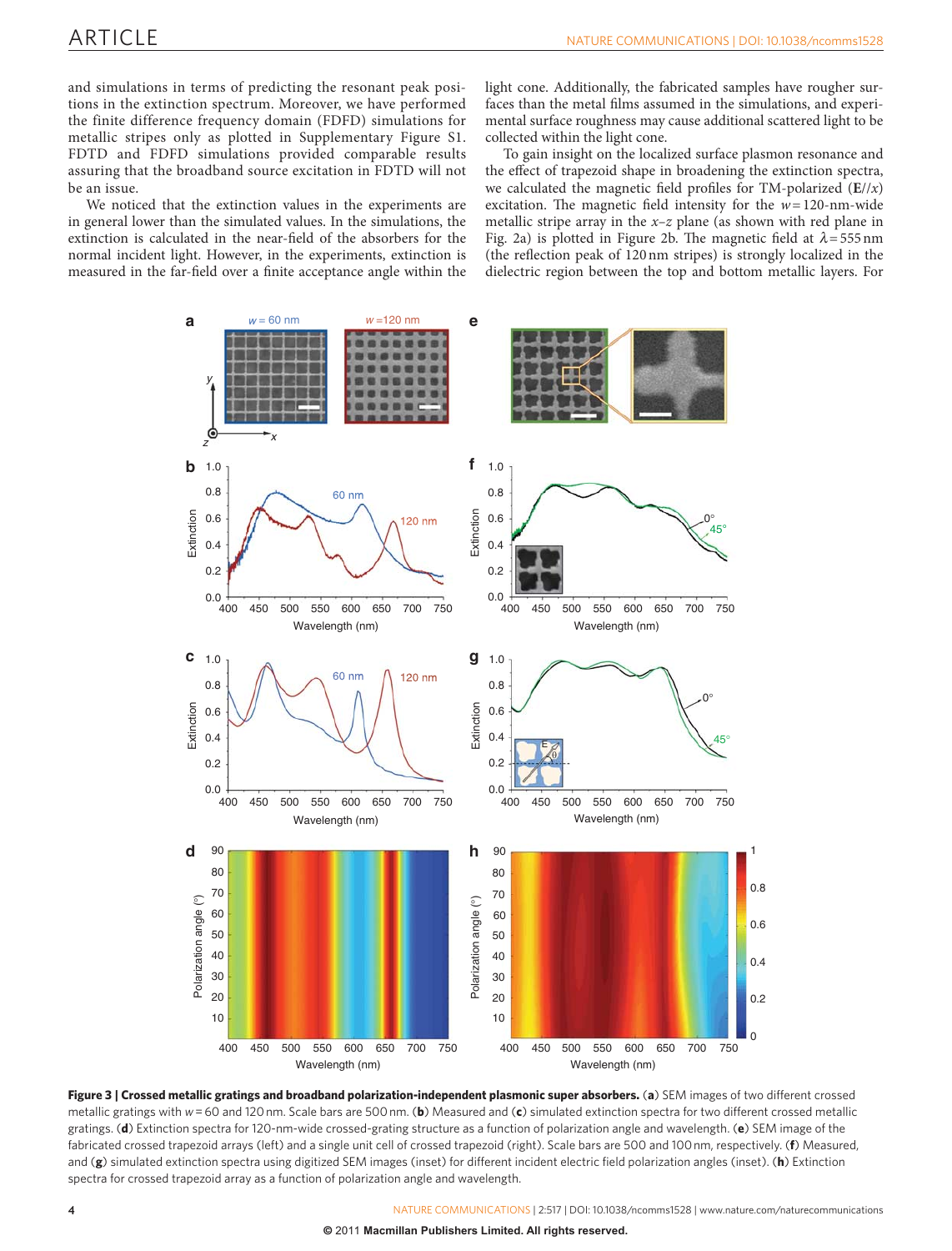and simulations in terms of predicting the resonant peak positions in the extinction spectrum. Moreover, we have performed the finite difference frequency domain (FDFD) simulations for metallic stripes only as plotted in Supplementary Figure S1. FDTD and FDFD simulations provided comparable results assuring that the broadband source excitation in FDTD will not be an issue.

We noticed that the extinction values in the experiments are in general lower than the simulated values. In the simulations, the extinction is calculated in the near-field of the absorbers for the normal incident light. However, in the experiments, extinction is measured in the far-field over a finite acceptance angle within the light cone. Additionally, the fabricated samples have rougher surfaces than the metal films assumed in the simulations, and experimental surface roughness may cause additional scattered light to be collected within the light cone.

To gain insight on the localized surface plasmon resonance and the effect of trapezoid shape in broadening the extinction spectra, we calculated the magnetic field profiles for TM-polarized (**E**//$x$) excitation. The magnetic field intensity for the $w$ = 120-nm-wide metallic stripe array in the $x$–$z$ plane (as shown with red plane in Fig. 2a) is plotted in Figure 2b. The magnetic field at $\lambda$ = 555 nm (the reflection peak of 120 nm stripes) is strongly localized in the dielectric region between the top and bottom metallic layers. For

**Figure 3 | Crossed metallic gratings and broadband polarization-independent plasmonic super absorbers.** (**a**) SEM images of two different crossed metallic gratings with $w$ = 60 and 120 nm. Scale bars are 500 nm. (**b**) Measured and (**c**) simulated extinction spectra for two different crossed metallic gratings. (**d**) Extinction spectra for 120-nm-wide crossed-grating structure as a function of polarization angle and wavelength. (**e**) SEM image of the fabricated crossed trapezoid arrays (left) and a single unit cell of crossed trapezoid (right). Scale bars are 500 and 100 nm, respectively. (**f**) Measured, and (**g**) simulated extinction spectra using digitized SEM images (inset) for different incident electric field polarization angles (inset). (**h**) Extinction spectra for crossed trapezoid array as a function of polarization angle and wavelength.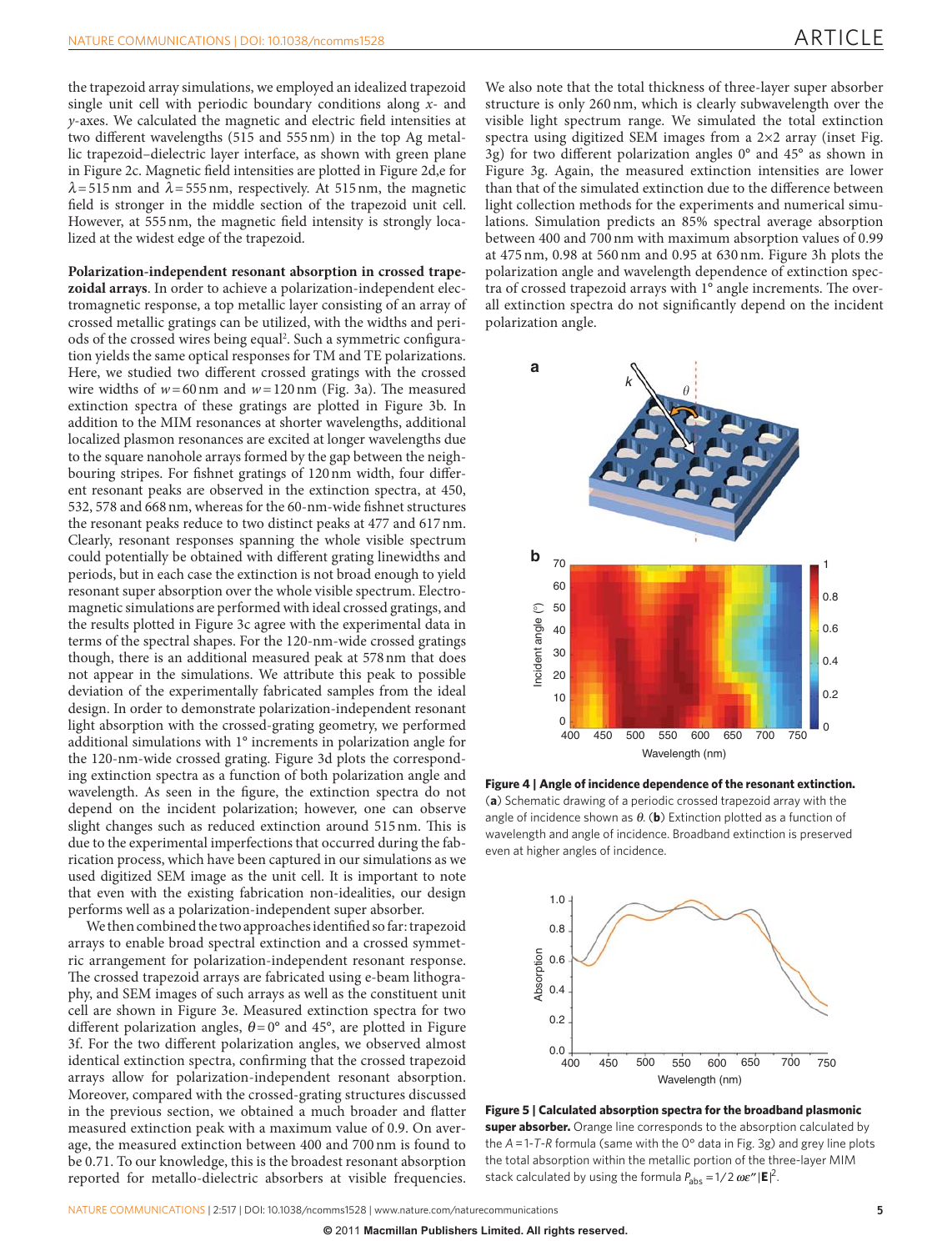the trapezoid array simulations, we employed an idealized trapezoid single unit cell with periodic boundary conditions along $x$- and $y$-axes. We calculated the magnetic and electric field intensities at two different wavelengths (515 and 555 nm) in the top Ag metallic trapezoid–dielectric layer interface, as shown with green plane in Figure 2c. Magnetic field intensities are plotted in Figure 2d,e for $\lambda = 515$ nm and $\lambda = 555$ nm, respectively. At 515 nm, the magnetic field is stronger in the middle section of the trapezoid unit cell. However, at 555 nm, the magnetic field intensity is strongly localized at the widest edge of the trapezoid.

**Polarization-independent resonant absorption in crossed trapezoidal arrays**. In order to achieve a polarization-independent electromagnetic response, a top metallic layer consisting of an array of crossed metallic gratings can be utilized, with the widths and periods of the crossed wires being equal[2]. Such a symmetric configuration yields the same optical responses for TM and TE polarizations. Here, we studied two different crossed gratings with the crossed wire widths of $w = 60$ nm and $w = 120$ nm (Fig. 3a). The measured extinction spectra of these gratings are plotted in Figure 3b. In addition to the MIM resonances at shorter wavelengths, additional localized plasmon resonances are excited at longer wavelengths due to the square nanohole arrays formed by the gap between the neighbouring stripes. For fishnet gratings of 120 nm width, four different resonant peaks are observed in the extinction spectra, at 450, 532, 578 and 668 nm, whereas for the 60-nm-wide fishnet structures the resonant peaks reduce to two distinct peaks at 477 and 617 nm. Clearly, resonant responses spanning the whole visible spectrum could potentially be obtained with different grating linewidths and periods, but in each case the extinction is not broad enough to yield resonant super absorption over the whole visible spectrum. Electromagnetic simulations are performed with ideal crossed gratings, and the results plotted in Figure 3c agree with the experimental data in terms of the spectral shapes. For the 120-nm-wide crossed gratings though, there is an additional measured peak at 578 nm that does not appear in the simulations. We attribute this peak to possible deviation of the experimentally fabricated samples from the ideal design. In order to demonstrate polarization-independent resonant light absorption with the crossed-grating geometry, we performed additional simulations with 1° increments in polarization angle for the 120-nm-wide crossed grating. Figure 3d plots the corresponding extinction spectra as a function of both polarization angle and wavelength. As seen in the figure, the extinction spectra do not depend on the incident polarization; however, one can observe slight changes such as reduced extinction around 515 nm. This is due to the experimental imperfections that occurred during the fabrication process, which have been captured in our simulations as we used digitized SEM image as the unit cell. It is important to note that even with the existing fabrication non-idealities, our design performs well as a polarization-independent super absorber.

We then combined the two approaches identified so far: trapezoid arrays to enable broad spectral extinction and a crossed symmetric arrangement for polarization-independent resonant response. The crossed trapezoid arrays are fabricated using e-beam lithography, and SEM images of such arrays as well as the constituent unit cell are shown in Figure 3e. Measured extinction spectra for two different polarization angles, $\theta = 0°$ and 45°, are plotted in Figure 3f. For the two different polarization angles, we observed almost identical extinction spectra, confirming that the crossed trapezoid arrays allow for polarization-independent resonant absorption. Moreover, compared with the crossed-grating structures discussed in the previous section, we obtained a much broader and flatter measured extinction peak with a maximum value of 0.9. On average, the measured extinction between 400 and 700 nm is found to be 0.71. To our knowledge, this is the broadest resonant absorption reported for metallo-dielectric absorbers at visible frequencies. We also note that the total thickness of three-layer super absorber structure is only 260 nm, which is clearly subwavelength over the visible light spectrum range. We simulated the total extinction spectra using digitized SEM images from a 2×2 array (inset Fig. 3g) for two different polarization angles 0° and 45° as shown in Figure 3g. Again, the measured extinction intensities are lower than that of the simulated extinction due to the difference between light collection methods for the experiments and numerical simulations. Simulation predicts an 85% spectral average absorption between 400 and 700 nm with maximum absorption values of 0.99 at 475 nm, 0.98 at 560 nm and 0.95 at 630 nm. Figure 3h plots the polarization angle and wavelength dependence of extinction spectra of crossed trapezoid arrays with 1° angle increments. The overall extinction spectra do not significantly depend on the incident polarization angle.

**Figure 4 | Angle of incidence dependence of the resonant extinction.** (**a**) Schematic drawing of a periodic crossed trapezoid array with the angle of incidence shown as $\theta$. (**b**) Extinction plotted as a function of wavelength and angle of incidence. Broadband extinction is preserved even at higher angles of incidence.

**Figure 5 | Calculated absorption spectra for the broadband plasmonic super absorber.** Orange line corresponds to the absorption calculated by the $A = 1 - T - R$ formula (same with the 0° data in Fig. 3g) and grey line plots the total absorption within the metallic portion of the three-layer MIM stack calculated by using the formula $P_{abs} = 1/2\, \omega\varepsilon'' |\mathbf{E}|^2$.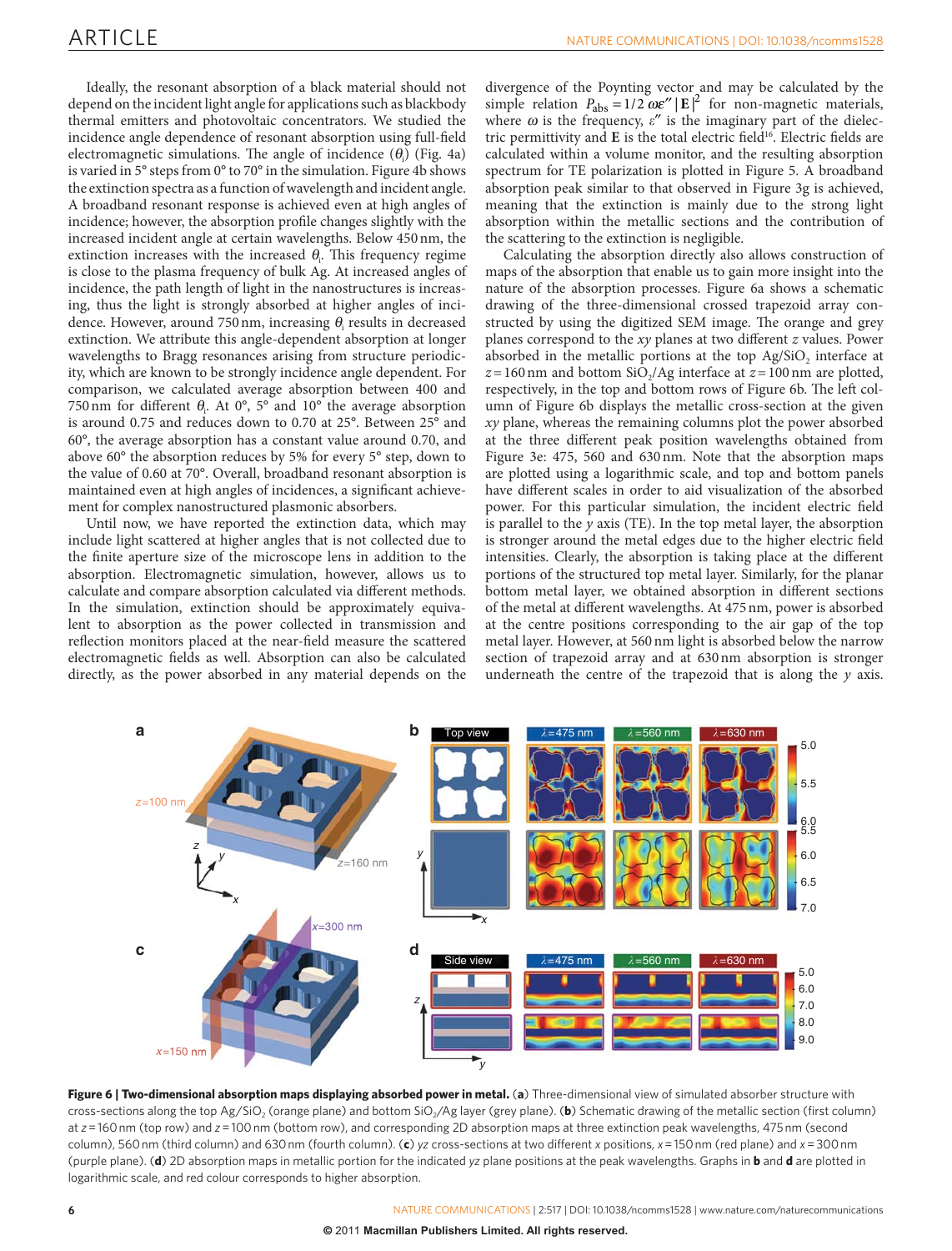Ideally, the resonant absorption of a black material should not depend on the incident light angle for applications such as blackbody thermal emitters and photovoltaic concentrators. We studied the incidence angle dependence of resonant absorption using full-field electromagnetic simulations. The angle of incidence ($\theta_i$) (Fig. 4a) is varied in 5° steps from 0° to 70° in the simulation. Figure 4b shows the extinction spectra as a function of wavelength and incident angle. A broadband resonant response is achieved even at high angles of incidence; however, the absorption profile changes slightly with the increased incident angle at certain wavelengths. Below 450 nm, the extinction increases with the increased $\theta_i$. This frequency regime is close to the plasma frequency of bulk Ag. At increased angles of incidence, the path length of light in the nanostructures is increasing, thus the light is strongly absorbed at higher angles of incidence. However, around 750 nm, increasing $\theta_i$ results in decreased extinction. We attribute this angle-dependent absorption at longer wavelengths to Bragg resonances arising from structure periodicity, which are known to be strongly incidence angle dependent. For comparison, we calculated average absorption between 400 and 750 nm for different $\theta_i$. At 0°, 5° and 10° the average absorption is around 0.75 and reduces down to 0.70 at 25°. Between 25° and 60°, the average absorption has a constant value around 0.70, and above 60° the absorption reduces by 5% for every 5° step, down to the value of 0.60 at 70°. Overall, broadband resonant absorption is maintained even at high angles of incidences, a significant achievement for complex nanostructured plasmonic absorbers.

Until now, we have reported the extinction data, which may include light scattered at higher angles that is not collected due to the finite aperture size of the microscope lens in addition to the absorption. Electromagnetic simulation, however, allows us to calculate and compare absorption calculated via different methods. In the simulation, extinction should be approximately equivalent to absorption as the power collected in transmission and reflection monitors placed at the near-field measure the scattered electromagnetic fields as well. Absorption can also be calculated directly, as the power absorbed in any material depends on the divergence of the Poynting vector and may be calculated by the simple relation $P_{\text{abs}} = 1/2\,\omega\varepsilon''|\mathbf{E}|^2$ for non-magnetic materials, where $\omega$ is the frequency, $\varepsilon''$ is the imaginary part of the dielectric permittivity and $\mathbf{E}$ is the total electric field[16]. Electric fields are calculated within a volume monitor, and the resulting absorption spectrum for TE polarization is plotted in Figure 5. A broadband absorption peak similar to that observed in Figure 3g is achieved, meaning that the extinction is mainly due to the strong light absorption within the metallic sections and the contribution of the scattering to the extinction is negligible.

Calculating the absorption directly also allows construction of maps of the absorption that enable us to gain more insight into the nature of the absorption processes. Figure 6a shows a schematic drawing of the three-dimensional crossed trapezoid array constructed by using the digitized SEM image. The orange and grey planes correspond to the $xy$ planes at two different $z$ values. Power absorbed in the metallic portions at the top Ag/$SiO_2$ interface at $z = 160$ nm and bottom $SiO_2$/Ag interface at $z = 100$ nm are plotted, respectively, in the top and bottom rows of Figure 6b. The left column of Figure 6b displays the metallic cross-section at the given $xy$ plane, whereas the remaining columns plot the power absorbed at the three different peak position wavelengths obtained from Figure 3e: 475, 560 and 630 nm. Note that the absorption maps are plotted using a logarithmic scale, and top and bottom panels have different scales in order to aid visualization of the absorbed power. For this particular simulation, the incident electric field is parallel to the $y$ axis (TE). In the top metal layer, the absorption is stronger around the metal edges due to the higher electric field intensities. Clearly, the absorption is taking place at the different portions of the structured top metal layer. Similarly, for the planar bottom metal layer, we obtained absorption in different sections of the metal at different wavelengths. At 475 nm, power is absorbed at the centre positions corresponding to the air gap of the top metal layer. However, at 560 nm light is absorbed below the narrow section of trapezoid array and at 630 nm absorption is stronger underneath the centre of the trapezoid that is along the $y$ axis.

**Figure 6 | Two-dimensional absorption maps displaying absorbed power in metal.** (**a**) Three-dimensional view of simulated absorber structure with cross-sections along the top Ag/$SiO_2$ (orange plane) and bottom $SiO_2$/Ag layer (grey plane). (**b**) Schematic drawing of the metallic section (first column) at $z = 160$ nm (top row) and $z = 100$ nm (bottom row), and corresponding 2D absorption maps at three extinction peak wavelengths, 475 nm (second column), 560 nm (third column) and 630 nm (fourth column). (**c**) $yz$ cross-sections at two different $x$ positions, $x = 150$ nm (red plane) and $x = 300$ nm (purple plane). (**d**) 2D absorption maps in metallic portion for the indicated $yz$ plane positions at the peak wavelengths. Graphs in **b** and **d** are plotted in logarithmic scale, and red colour corresponds to higher absorption.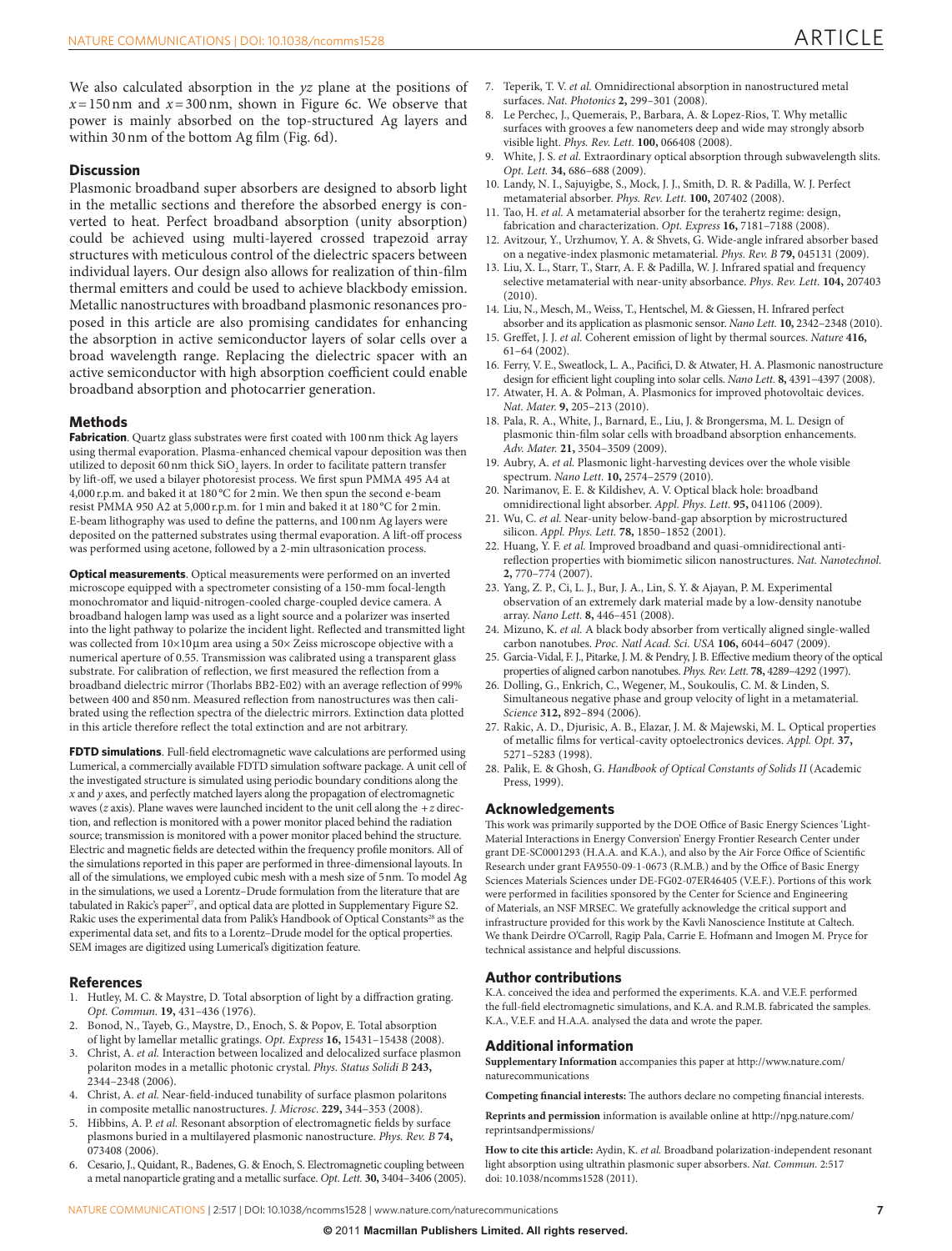We also calculated absorption in the $yz$ plane at the positions of $x = 150$ nm and $x = 300$ nm, shown in Figure 6c. We observe that power is mainly absorbed on the top-structured Ag layers and within 30 nm of the bottom Ag film (Fig. 6d).

## Discussion

Plasmonic broadband super absorbers are designed to absorb light in the metallic sections and therefore the absorbed energy is converted to heat. Perfect broadband absorption (unity absorption) could be achieved using multi-layered crossed trapezoid array structures with meticulous control of the dielectric spacers between individual layers. Our design also allows for realization of thin-film thermal emitters and could be used to achieve blackbody emission. Metallic nanostructures with broadband plasmonic resonances proposed in this article are also promising candidates for enhancing the absorption in active semiconductor layers of solar cells over a broad wavelength range. Replacing the dielectric spacer with an active semiconductor with high absorption coefficient could enable broadband absorption and photocarrier generation.

## Methods

**Fabrication**. Quartz glass substrates were first coated with 100 nm thick Ag layers using thermal evaporation. Plasma-enhanced chemical vapour deposition was then utilized to deposit 60 nm thick $SiO_2$ layers. In order to facilitate pattern transfer by lift-off, we used a bilayer photoresist process. We first spun PMMA 495 A4 at 4,000 r.p.m. and baked it at 180 °C for 2 min. We then spun the second e-beam resist PMMA 950 A2 at 5,000 r.p.m. for 1 min and baked it at 180 °C for 2 min. E-beam lithography was used to define the patterns, and 100 nm Ag layers were deposited on the patterned substrates using thermal evaporation. A lift-off process was performed using acetone, followed by a 2-min ultrasonication process.

**Optical measurements**. Optical measurements were performed on an inverted microscope equipped with a spectrometer consisting of a 150-mm focal-length monochromator and liquid-nitrogen-cooled charge-coupled device camera. A broadband halogen lamp was used as a light source and a polarizer was inserted into the light pathway to polarize the incident light. Reflected and transmitted light was collected from 10×10 μm area using a 50× Zeiss microscope objective with a numerical aperture of 0.55. Transmission was calibrated using a transparent glass substrate. For calibration of reflection, we first measured the reflection from a broadband dielectric mirror (Thorlabs BB2-E02) with an average reflection of 99% between 400 and 850 nm. Measured reflection from nanostructures was then calibrated using the reflection spectra of the dielectric mirrors. Extinction data plotted in this article therefore reflect the total extinction and are not arbitrary.

**FDTD simulations**. Full-field electromagnetic wave calculations are performed using Lumerical, a commercially available FDTD simulation software package. A unit cell of the investigated structure is simulated using periodic boundary conditions along the $x$ and $y$ axes, and perfectly matched layers along the propagation of electromagnetic waves ($z$ axis). Plane waves were launched incident to the unit cell along the $+z$ direction, and reflection is monitored with a power monitor placed behind the radiation source; transmission is monitored with a power monitor placed behind the structure. Electric and magnetic fields are detected within the frequency profile monitors. All of the simulations reported in this paper are performed in three-dimensional layouts. In all of the simulations, we employed cubic mesh with a mesh size of 5 nm. To model Ag in the simulations, we used a Lorentz–Drude formulation from the literature that are tabulated in Rakic's paper[27], and optical data are plotted in Supplementary Figure S2. Rakic uses the experimental data from Palik's Handbook of Optical Constants[28] as the experimental data set, and fits to a Lorentz–Drude model for the optical properties. SEM images are digitized using Lumerical's digitization feature.

## References

1. Hutley, M. C. & Maystre, D. Total absorption of light by a diffraction grating. *Opt. Commun.* **19,** 431–436 (1976).
2. Bonod, N., Tayeb, G., Maystre, D., Enoch, S. & Popov, E. Total absorption of light by lamellar metallic gratings. *Opt. Express* **16,** 15431–15438 (2008).
3. Christ, A. *et al.* Interaction between localized and delocalized surface plasmon polariton modes in a metallic photonic crystal. *Phys. Status Solidi B* **243,** 2344–2348 (2006).
4. Christ, A. *et al.* Near-field-induced tunability of surface plasmon polaritons in composite metallic nanostructures. *J. Microsc.* **229,** 344–353 (2008).
5. Hibbins, A. P. *et al.* Resonant absorption of electromagnetic fields by surface plasmons buried in a multilayered plasmonic nanostructure. *Phys. Rev. B* **74,** 073408 (2006).
6. Cesario, J., Quidant, R., Badenes, G. & Enoch, S. Electromagnetic coupling between a metal nanoparticle grating and a metallic surface. *Opt. Lett.* **30,** 3404–3406 (2005).
7. Teperik, T. V. *et al.* Omnidirectional absorption in nanostructured metal surfaces. *Nat. Photonics* **2,** 299–301 (2008).
8. Le Perchec, J., Quemerais, P., Barbara, A. & Lopez-Rios, T. Why metallic surfaces with grooves a few nanometers deep and wide may strongly absorb visible light. *Phys. Rev. Lett.* **100,** 066408 (2008).
9. White, J. S. *et al.* Extraordinary optical absorption through subwavelength slits. *Opt. Lett.* **34,** 686–688 (2009).
10. Landy, N. I., Sajuyigbe, S., Mock, J. J., Smith, D. R. & Padilla, W. J. Perfect metamaterial absorber. *Phys. Rev. Lett.* **100,** 207402 (2008).
11. Tao, H. *et al.* A metamaterial absorber for the terahertz regime: design, fabrication and characterization. *Opt. Express* **16,** 7181–7188 (2008).
12. Avitzour, Y., Urzhumov, Y. A. & Shvets, G. Wide-angle infrared absorber based on a negative-index plasmonic metamaterial. *Phys. Rev. B* **79,** 045131 (2009).
13. Liu, X. L., Starr, T., Starr, A. F. & Padilla, W. J. Infrared spatial and frequency selective metamaterial with near-unity absorbance. *Phys. Rev. Lett.* **104,** 207403 (2010).
14. Liu, N., Mesch, M., Weiss, T., Hentschel, M. & Giessen, H. Infrared perfect absorber and its application as plasmonic sensor. *Nano Lett.* **10,** 2342–2348 (2010).
15. Greffet, J. J. *et al.* Coherent emission of light by thermal sources. *Nature* **416,** 61–64 (2002).
16. Ferry, V. E., Sweatlock, L. A., Pacifici, D. & Atwater, H. A. Plasmonic nanostructure design for efficient light coupling into solar cells. *Nano Lett.* **8,** 4391–4397 (2008).
17. Atwater, H. A. & Polman, A. Plasmonics for improved photovoltaic devices. *Nat. Mater.* **9,** 205–213 (2010).
18. Pala, R. A., White, J., Barnard, E., Liu, J. & Brongersma, M. L. Design of plasmonic thin-film solar cells with broadband absorption enhancements. *Adv. Mater.* **21,** 3504–3509 (2009).
19. Aubry, A. *et al.* Plasmonic light-harvesting devices over the whole visible spectrum. *Nano Lett.* **10,** 2574–2579 (2010).
20. Narimanov, E. E. & Kildishev, A. V. Optical black hole: broadband omnidirectional light absorber. *Appl. Phys. Lett.* **95,** 041106 (2009).
21. Wu, C. *et al.* Near-unity below-band-gap absorption by microstructured silicon. *Appl. Phys. Lett.* **78,** 1850–1852 (2001).
22. Huang, Y. F. *et al.* Improved broadband and quasi-omnidirectional anti-reflection properties with biomimetic silicon nanostructures. *Nat. Nanotechnol.* **2,** 770–774 (2007).
23. Yang, Z. P., Ci, L. J., Bur, J. A., Lin, S. Y. & Ajayan, P. M. Experimental observation of an extremely dark material made by a low-density nanotube array. *Nano Lett.* **8,** 446–451 (2008).
24. Mizuno, K. *et al.* A black body absorber from vertically aligned single-walled carbon nanotubes. *Proc. Natl Acad. Sci. USA* **106,** 6044–6047 (2009).
25. Garcia-Vidal, F. J., Pitarke, J. M. & Pendry, J. B. Effective medium theory of the optical properties of aligned carbon nanotubes. *Phys. Rev. Lett.* **78,** 4289–4292 (1997).
26. Dolling, G., Enkrich, C., Wegener, M., Soukoulis, C. M. & Linden, S. Simultaneous negative phase and group velocity of light in a metamaterial. *Science* **312,** 892–894 (2006).
27. Rakic, A. D., Djurisic, A. B., Elazar, J. M. & Majewski, M. L. Optical properties of metallic films for vertical-cavity optoelectronics devices. *Appl. Opt.* **37,** 5271–5283 (1998).
28. Palik, E. & Ghosh, G. *Handbook of Optical Constants of Solids II* (Academic Press, 1999).

## Acknowledgements

This work was primarily supported by the DOE Office of Basic Energy Sciences 'Light-Material Interactions in Energy Conversion' Energy Frontier Research Center under grant DE-SC0001293 (H.A.A. and K.A.), and also by the Air Force Office of Scientific Research under grant FA9550-09-1-0673 (R.M.B.) and by the Office of Basic Energy Sciences Materials Sciences under DE-FG02-07ER46405 (V.E.F.). Portions of this work were performed in facilities sponsored by the Center for Science and Engineering of Materials, an NSF MRSEC. We gratefully acknowledge the critical support and infrastructure provided for this work by the Kavli Nanoscience Institute at Caltech. We thank Deirdre O'Carroll, Ragip Pala, Carrie E. Hofmann and Imogen M. Pryce for technical assistance and helpful discussions.

## Author contributions

K.A. conceived the idea and performed the experiments. K.A. and V.E.F. performed the full-field electromagnetic simulations, and K.A. and R.M.B. fabricated the samples. K.A., V.E.F. and H.A.A. analysed the data and wrote the paper.

## Additional information

**Supplementary Information** accompanies this paper at http://www.nature.com/naturecommunications

**Competing financial interests:** The authors declare no competing financial interests.

**Reprints and permission** information is available online at http://npg.nature.com/reprintsandpermissions/

**How to cite this article:** Aydin, K. *et al.* Broadband polarization-independent resonant light absorption using ultrathin plasmonic super absorbers. *Nat. Commun.* 2:517 doi: 10.1038/ncomms1528 (2011).